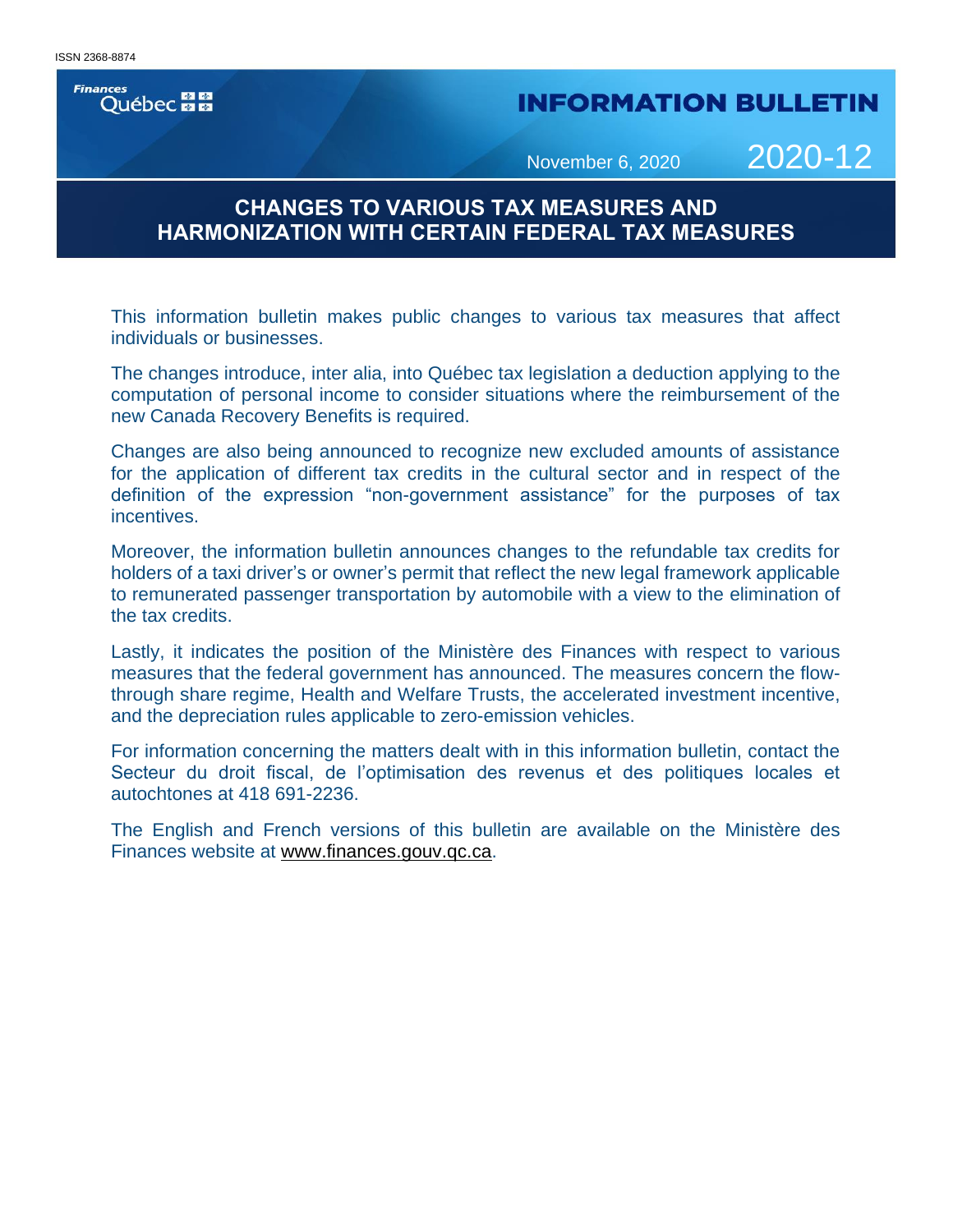ISSN 2368-8874

Finances Québec

# INFORMATION BULLETIN

November 6, 2020 **2020-12**

## CHANGES TO VARIOUS TAX MEASURES AND HARMONIZATION WITH CERTAIN FEDERAL TAX MEASURES

This information bulletin makes public changes to various tax measures that affect individuals or businesses.

The changes introduce, inter alia, into Québec tax legislation a deduction applying to the computation of personal income to consider situations where the reimbursement of the new Canada Recovery Benefits is required.

Changes are also being announced to recognize new excluded amounts of assistance for the application of different tax credits in the cultural sector and in respect of the definition of the expression "non-government assistance" for the purposes of tax incentives.

Moreover, the information bulletin announces changes to the refundable tax credits for holders of a taxi driver's or owner's permit that reflect the new legal framework applicable to remunerated passenger transportation by automobile with a view to the elimination of the tax credits.

Lastly, it indicates the position of the Ministère des Finances with respect to various measures that the federal government has announced. The measures concern the flow-through share regime, Health and Welfare Trusts, the accelerated investment incentive, and the depreciation rules applicable to zero-emission vehicles.

For information concerning the matters dealt with in this information bulletin, contact the Secteur du droit fiscal, de l'optimisation des revenus et des politiques locales et autochtones at 418 691-2236.

The English and French versions of this bulletin are available on the Ministère des Finances website at www.finances.gouv.qc.ca.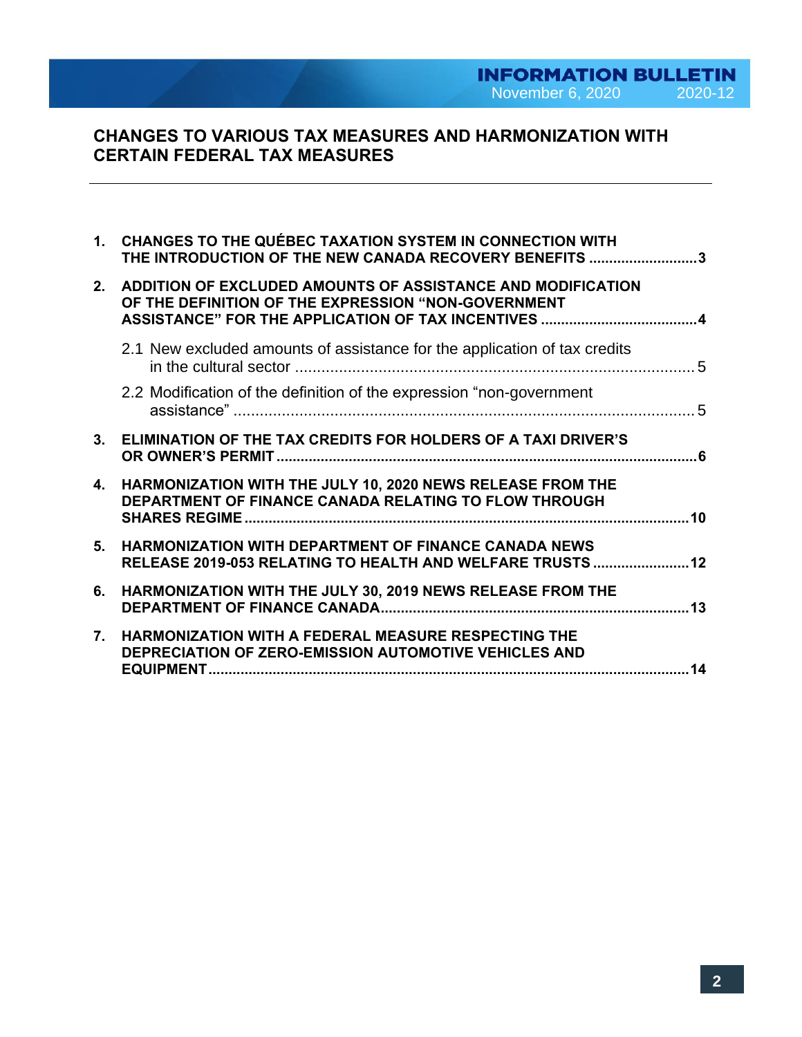# CHANGES TO VARIOUS TAX MEASURES AND HARMONIZATION WITH CERTAIN FEDERAL TAX MEASURES

---

1. **CHANGES TO THE QUÉBEC TAXATION SYSTEM IN CONNECTION WITH THE INTRODUCTION OF THE NEW CANADA RECOVERY BENEFITS .......... 3**
2. **ADDITION OF EXCLUDED AMOUNTS OF ASSISTANCE AND MODIFICATION OF THE DEFINITION OF THE EXPRESSION "NON-GOVERNMENT ASSISTANCE" FOR THE APPLICATION OF TAX INCENTIVES .......... 4**
   - 2.1 New excluded amounts of assistance for the application of tax credits in the cultural sector .......... 5
   - 2.2 Modification of the definition of the expression "non-government assistance" .......... 5
3. **ELIMINATION OF THE TAX CREDITS FOR HOLDERS OF A TAXI DRIVER'S OR OWNER'S PERMIT .......... 6**
4. **HARMONIZATION WITH THE JULY 10, 2020 NEWS RELEASE FROM THE DEPARTMENT OF FINANCE CANADA RELATING TO FLOW THROUGH SHARES REGIME .......... 10**
5. **HARMONIZATION WITH DEPARTMENT OF FINANCE CANADA NEWS RELEASE 2019-053 RELATING TO HEALTH AND WELFARE TRUSTS .......... 12**
6. **HARMONIZATION WITH THE JULY 30, 2019 NEWS RELEASE FROM THE DEPARTMENT OF FINANCE CANADA .......... 13**
7. **HARMONIZATION WITH A FEDERAL MEASURE RESPECTING THE DEPRECIATION OF ZERO-EMISSION AUTOMOTIVE VEHICLES AND EQUIPMENT .......... 14**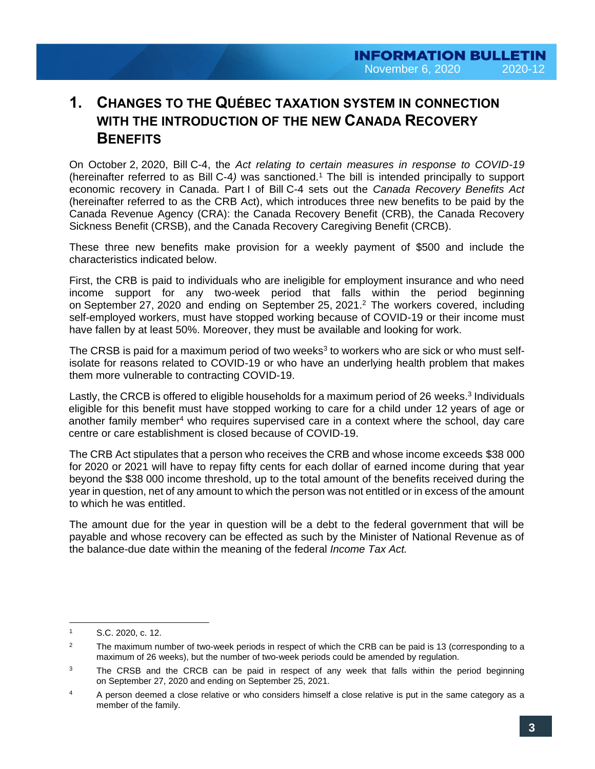# 1. Changes to the Québec Taxation System in Connection with the Introduction of the New Canada Recovery Benefits

On October 2, 2020, Bill C-4, the *Act relating to certain measures in response to COVID-19* (hereinafter referred to as Bill C-4) was sanctioned.[1] The bill is intended principally to support economic recovery in Canada. Part I of Bill C-4 sets out the *Canada Recovery Benefits Act* (hereinafter referred to as the CRB Act), which introduces three new benefits to be paid by the Canada Revenue Agency (CRA): the Canada Recovery Benefit (CRB), the Canada Recovery Sickness Benefit (CRSB), and the Canada Recovery Caregiving Benefit (CRCB).

These three new benefits make provision for a weekly payment of $500 and include the characteristics indicated below.

First, the CRB is paid to individuals who are ineligible for employment insurance and who need income support for any two-week period that falls within the period beginning on September 27, 2020 and ending on September 25, 2021.[2] The workers covered, including self-employed workers, must have stopped working because of COVID-19 or their income must have fallen by at least 50%. Moreover, they must be available and looking for work.

The CRSB is paid for a maximum period of two weeks[3] to workers who are sick or who must self-isolate for reasons related to COVID-19 or who have an underlying health problem that makes them more vulnerable to contracting COVID-19.

Lastly, the CRCB is offered to eligible households for a maximum period of 26 weeks.[3] Individuals eligible for this benefit must have stopped working to care for a child under 12 years of age or another family member[4] who requires supervised care in a context where the school, day care centre or care establishment is closed because of COVID-19.

The CRB Act stipulates that a person who receives the CRB and whose income exceeds $38 000 for 2020 or 2021 will have to repay fifty cents for each dollar of earned income during that year beyond the $38 000 income threshold, up to the total amount of the benefits received during the year in question, net of any amount to which the person was not entitled or in excess of the amount to which he was entitled.

The amount due for the year in question will be a debt to the federal government that will be payable and whose recovery can be effected as such by the Minister of National Revenue as of the balance-due date within the meaning of the federal *Income Tax Act.*

---

[1] S.C. 2020, c. 12.

[2] The maximum number of two-week periods in respect of which the CRB can be paid is 13 (corresponding to a maximum of 26 weeks), but the number of two-week periods could be amended by regulation.

[3] The CRSB and the CRCB can be paid in respect of any week that falls within the period beginning on September 27, 2020 and ending on September 25, 2021.

[4] A person deemed a close relative or who considers himself a close relative is put in the same category as a member of the family.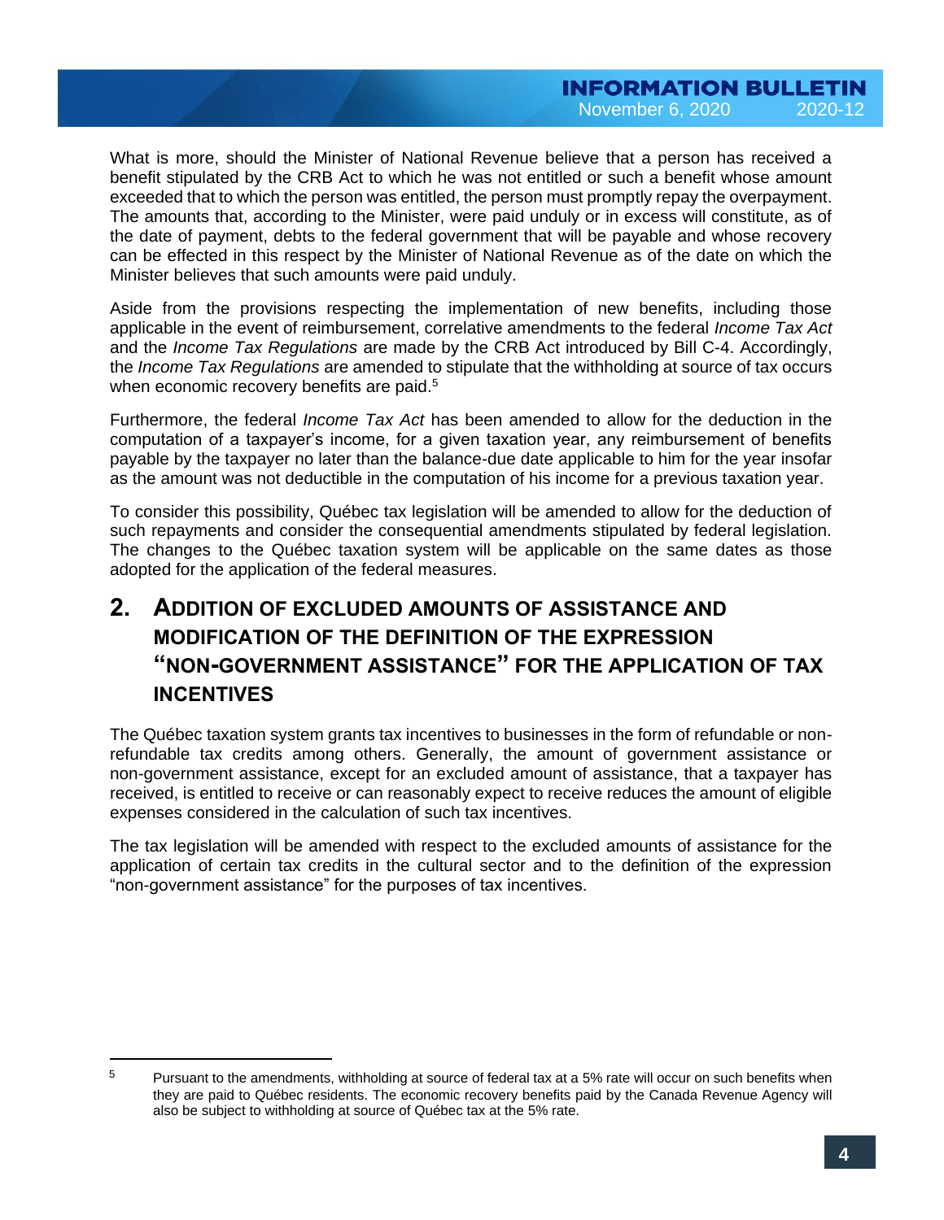What is more, should the Minister of National Revenue believe that a person has received a benefit stipulated by the CRB Act to which he was not entitled or such a benefit whose amount exceeded that to which the person was entitled, the person must promptly repay the overpayment. The amounts that, according to the Minister, were paid unduly or in excess will constitute, as of the date of payment, debts to the federal government that will be payable and whose recovery can be effected in this respect by the Minister of National Revenue as of the date on which the Minister believes that such amounts were paid unduly.

Aside from the provisions respecting the implementation of new benefits, including those applicable in the event of reimbursement, correlative amendments to the federal *Income Tax Act* and the *Income Tax Regulations* are made by the CRB Act introduced by Bill C-4. Accordingly, the *Income Tax Regulations* are amended to stipulate that the withholding at source of tax occurs when economic recovery benefits are paid.[5]

Furthermore, the federal *Income Tax Act* has been amended to allow for the deduction in the computation of a taxpayer's income, for a given taxation year, any reimbursement of benefits payable by the taxpayer no later than the balance-due date applicable to him for the year insofar as the amount was not deductible in the computation of his income for a previous taxation year.

To consider this possibility, Québec tax legislation will be amended to allow for the deduction of such repayments and consider the consequential amendments stipulated by federal legislation. The changes to the Québec taxation system will be applicable on the same dates as those adopted for the application of the federal measures.

## 2. Addition of Excluded Amounts of Assistance and Modification of the Definition of the Expression "Non-Government Assistance" for the Application of Tax Incentives

The Québec taxation system grants tax incentives to businesses in the form of refundable or non-refundable tax credits among others. Generally, the amount of government assistance or non-government assistance, except for an excluded amount of assistance, that a taxpayer has received, is entitled to receive or can reasonably expect to receive reduces the amount of eligible expenses considered in the calculation of such tax incentives.

The tax legislation will be amended with respect to the excluded amounts of assistance for the application of certain tax credits in the cultural sector and to the definition of the expression "non-government assistance" for the purposes of tax incentives.

---

[5] Pursuant to the amendments, withholding at source of federal tax at a 5% rate will occur on such benefits when they are paid to Québec residents. The economic recovery benefits paid by the Canada Revenue Agency will also be subject to withholding at source of Québec tax at the 5% rate.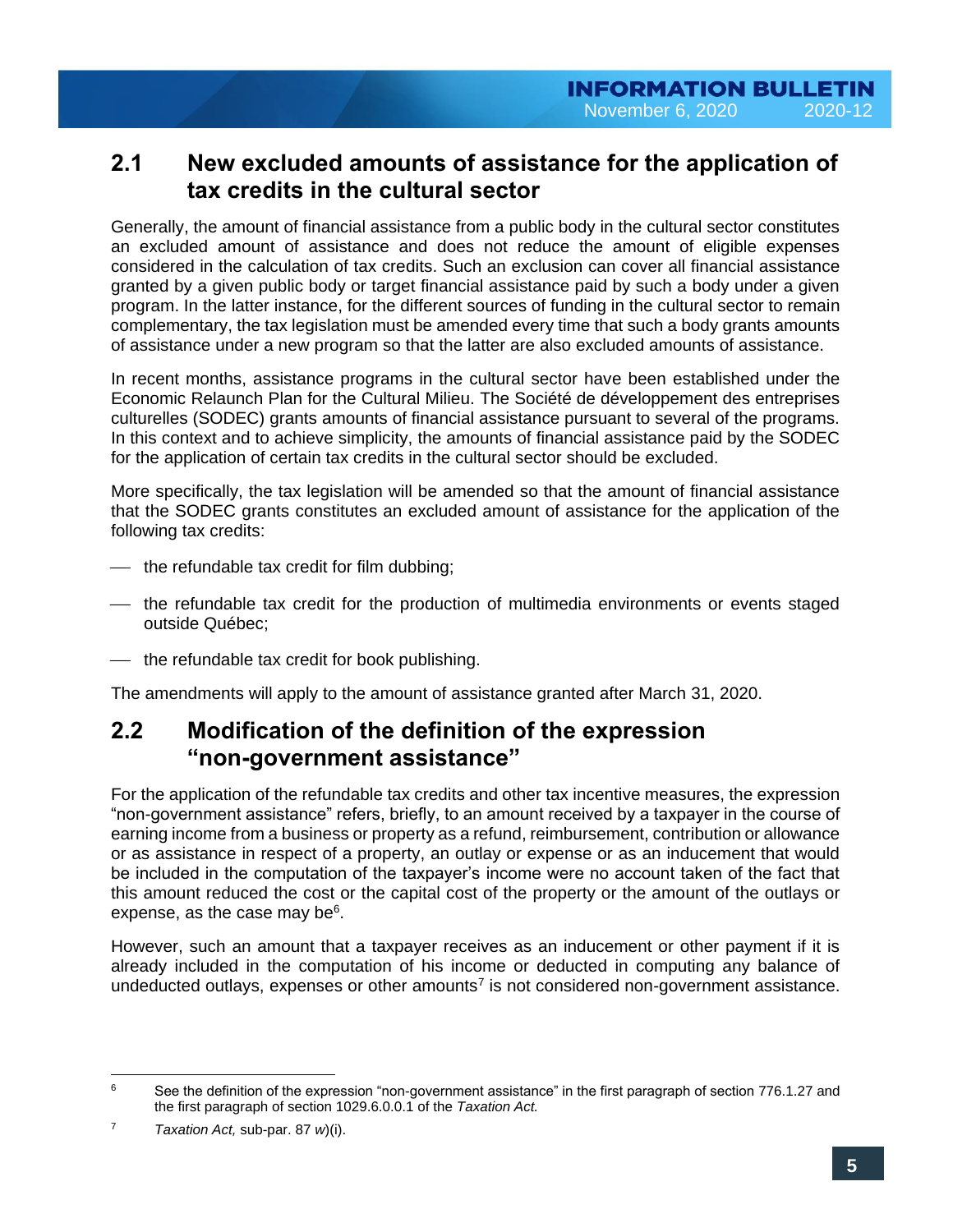## 2.1 New excluded amounts of assistance for the application of tax credits in the cultural sector

Generally, the amount of financial assistance from a public body in the cultural sector constitutes an excluded amount of assistance and does not reduce the amount of eligible expenses considered in the calculation of tax credits. Such an exclusion can cover all financial assistance granted by a given public body or target financial assistance paid by such a body under a given program. In the latter instance, for the different sources of funding in the cultural sector to remain complementary, the tax legislation must be amended every time that such a body grants amounts of assistance under a new program so that the latter are also excluded amounts of assistance.

In recent months, assistance programs in the cultural sector have been established under the Economic Relaunch Plan for the Cultural Milieu. The Société de développement des entreprises culturelles (SODEC) grants amounts of financial assistance pursuant to several of the programs. In this context and to achieve simplicity, the amounts of financial assistance paid by the SODEC for the application of certain tax credits in the cultural sector should be excluded.

More specifically, the tax legislation will be amended so that the amount of financial assistance that the SODEC grants constitutes an excluded amount of assistance for the application of the following tax credits:

- the refundable tax credit for film dubbing;
- the refundable tax credit for the production of multimedia environments or events staged outside Québec;
- the refundable tax credit for book publishing.

The amendments will apply to the amount of assistance granted after March 31, 2020.

## 2.2 Modification of the definition of the expression "non-government assistance"

For the application of the refundable tax credits and other tax incentive measures, the expression "non-government assistance" refers, briefly, to an amount received by a taxpayer in the course of earning income from a business or property as a refund, reimbursement, contribution or allowance or as assistance in respect of a property, an outlay or expense or as an inducement that would be included in the computation of the taxpayer's income were no account taken of the fact that this amount reduced the cost or the capital cost of the property or the amount of the outlays or expense, as the case may be[6].

However, such an amount that a taxpayer receives as an inducement or other payment if it is already included in the computation of his income or deducted in computing any balance of undeducted outlays, expenses or other amounts[7] is not considered non-government assistance.

---

[6] See the definition of the expression "non-government assistance" in the first paragraph of section 776.1.27 and the first paragraph of section 1029.6.0.0.1 of the *Taxation Act.*

[7] *Taxation Act,* sub-par. 87 *w*)(i).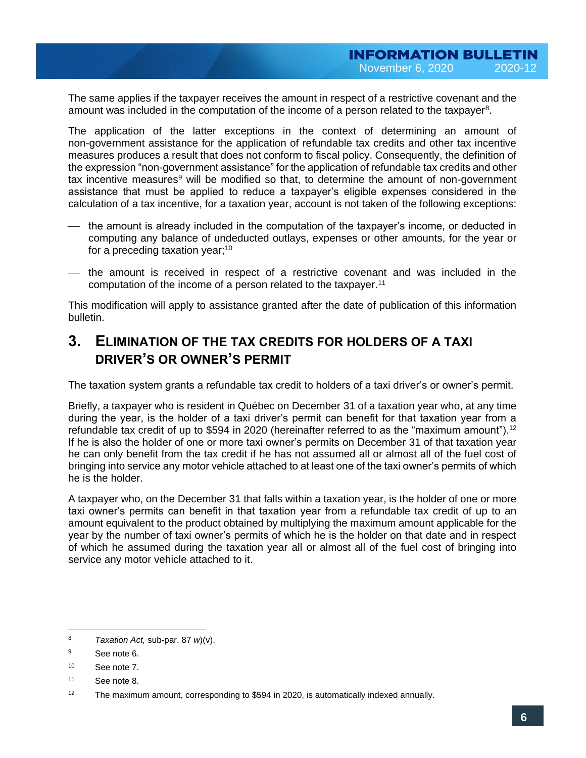The same applies if the taxpayer receives the amount in respect of a restrictive covenant and the amount was included in the computation of the income of a person related to the taxpayer[8].

The application of the latter exceptions in the context of determining an amount of non-government assistance for the application of refundable tax credits and other tax incentive measures produces a result that does not conform to fiscal policy. Consequently, the definition of the expression "non-government assistance" for the application of refundable tax credits and other tax incentive measures[9] will be modified so that, to determine the amount of non-government assistance that must be applied to reduce a taxpayer's eligible expenses considered in the calculation of a tax incentive, for a taxation year, account is not taken of the following exceptions:

- the amount is already included in the computation of the taxpayer's income, or deducted in computing any balance of undeducted outlays, expenses or other amounts, for the year or for a preceding taxation year;[10]
- the amount is received in respect of a restrictive covenant and was included in the computation of the income of a person related to the taxpayer.[11]

This modification will apply to assistance granted after the date of publication of this information bulletin.

## 3. Elimination of the tax credits for holders of a taxi driver's or owner's permit

The taxation system grants a refundable tax credit to holders of a taxi driver's or owner's permit.

Briefly, a taxpayer who is resident in Québec on December 31 of a taxation year who, at any time during the year, is the holder of a taxi driver's permit can benefit for that taxation year from a refundable tax credit of up to $594 in 2020 (hereinafter referred to as the "maximum amount").[12] If he is also the holder of one or more taxi owner's permits on December 31 of that taxation year he can only benefit from the tax credit if he has not assumed all or almost all of the fuel cost of bringing into service any motor vehicle attached to at least one of the taxi owner's permits of which he is the holder.

A taxpayer who, on the December 31 that falls within a taxation year, is the holder of one or more taxi owner's permits can benefit in that taxation year from a refundable tax credit of up to an amount equivalent to the product obtained by multiplying the maximum amount applicable for the year by the number of taxi owner's permits of which he is the holder on that date and in respect of which he assumed during the taxation year all or almost all of the fuel cost of bringing into service any motor vehicle attached to it.

---

[8] *Taxation Act,* sub-par. 87 *w*)(v).

[9] See note 6.

[10] See note 7.

[11] See note 8.

[12] The maximum amount, corresponding to $594 in 2020, is automatically indexed annually.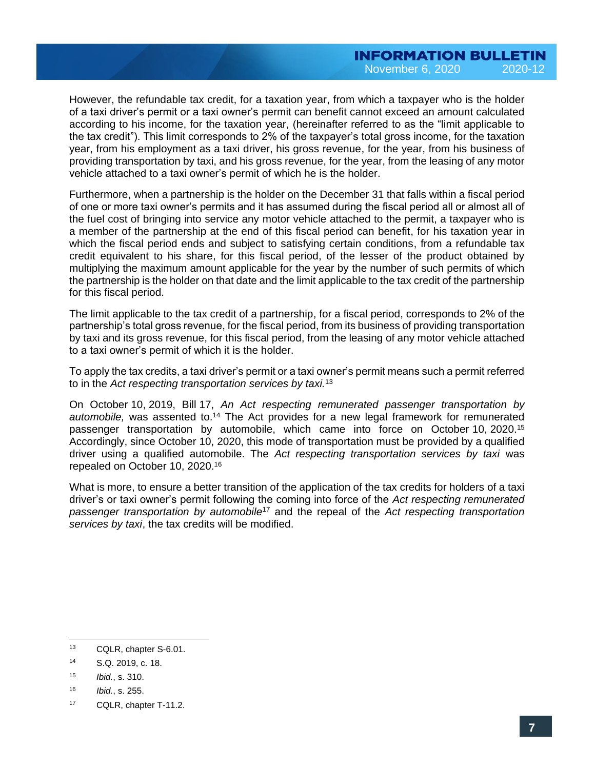However, the refundable tax credit, for a taxation year, from which a taxpayer who is the holder of a taxi driver's permit or a taxi owner's permit can benefit cannot exceed an amount calculated according to his income, for the taxation year, (hereinafter referred to as the "limit applicable to the tax credit"). This limit corresponds to 2% of the taxpayer's total gross income, for the taxation year, from his employment as a taxi driver, his gross revenue, for the year, from his business of providing transportation by taxi, and his gross revenue, for the year, from the leasing of any motor vehicle attached to a taxi owner's permit of which he is the holder.

Furthermore, when a partnership is the holder on the December 31 that falls within a fiscal period of one or more taxi owner's permits and it has assumed during the fiscal period all or almost all of the fuel cost of bringing into service any motor vehicle attached to the permit, a taxpayer who is a member of the partnership at the end of this fiscal period can benefit, for his taxation year in which the fiscal period ends and subject to satisfying certain conditions, from a refundable tax credit equivalent to his share, for this fiscal period, of the lesser of the product obtained by multiplying the maximum amount applicable for the year by the number of such permits of which the partnership is the holder on that date and the limit applicable to the tax credit of the partnership for this fiscal period.

The limit applicable to the tax credit of a partnership, for a fiscal period, corresponds to 2% of the partnership's total gross revenue, for the fiscal period, from its business of providing transportation by taxi and its gross revenue, for this fiscal period, from the leasing of any motor vehicle attached to a taxi owner's permit of which it is the holder.

To apply the tax credits, a taxi driver's permit or a taxi owner's permit means such a permit referred to in the *Act respecting transportation services by taxi.*[13]

On October 10, 2019, Bill 17, *An Act respecting remunerated passenger transportation by automobile,* was assented to.[14] The Act provides for a new legal framework for remunerated passenger transportation by automobile, which came into force on October 10, 2020.[15] Accordingly, since October 10, 2020, this mode of transportation must be provided by a qualified driver using a qualified automobile. The *Act respecting transportation services by taxi* was repealed on October 10, 2020.[16]

What is more, to ensure a better transition of the application of the tax credits for holders of a taxi driver's or taxi owner's permit following the coming into force of the *Act respecting remunerated passenger transportation by automobile*[17] and the repeal of the *Act respecting transportation services by taxi*, the tax credits will be modified.

---

[13] CQLR, chapter S-6.01.

[14] S.Q. 2019, c. 18.

[15] *Ibid.*, s. 310.

[16] *Ibid.*, s. 255.

[17] CQLR, chapter T-11.2.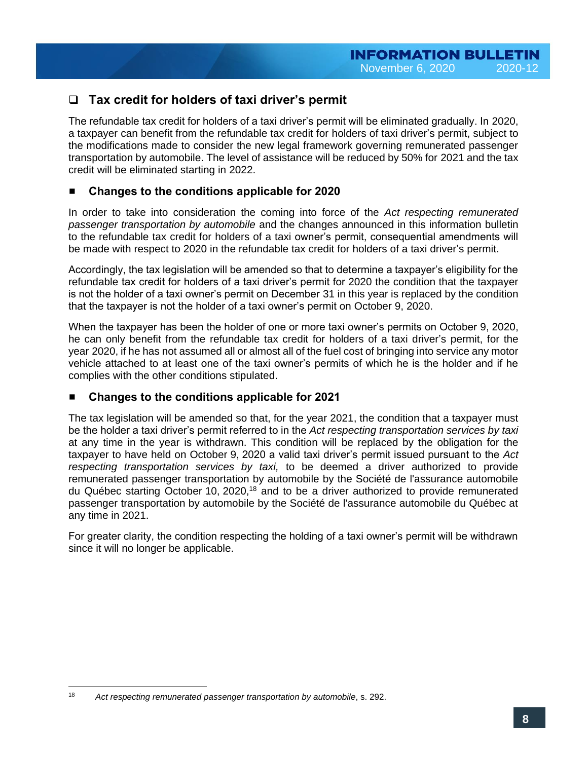## ❑ Tax credit for holders of taxi driver's permit

The refundable tax credit for holders of a taxi driver's permit will be eliminated gradually. In 2020, a taxpayer can benefit from the refundable tax credit for holders of taxi driver's permit, subject to the modifications made to consider the new legal framework governing remunerated passenger transportation by automobile. The level of assistance will be reduced by 50% for 2021 and the tax credit will be eliminated starting in 2022.

### ■ Changes to the conditions applicable for 2020

In order to take into consideration the coming into force of the *Act respecting remunerated passenger transportation by automobile* and the changes announced in this information bulletin to the refundable tax credit for holders of a taxi owner's permit, consequential amendments will be made with respect to 2020 in the refundable tax credit for holders of a taxi driver's permit.

Accordingly, the tax legislation will be amended so that to determine a taxpayer's eligibility for the refundable tax credit for holders of a taxi driver's permit for 2020 the condition that the taxpayer is not the holder of a taxi owner's permit on December 31 in this year is replaced by the condition that the taxpayer is not the holder of a taxi owner's permit on October 9, 2020.

When the taxpayer has been the holder of one or more taxi owner's permits on October 9, 2020, he can only benefit from the refundable tax credit for holders of a taxi driver's permit, for the year 2020, if he has not assumed all or almost all of the fuel cost of bringing into service any motor vehicle attached to at least one of the taxi owner's permits of which he is the holder and if he complies with the other conditions stipulated.

### ■ Changes to the conditions applicable for 2021

The tax legislation will be amended so that, for the year 2021, the condition that a taxpayer must be the holder a taxi driver's permit referred to in the *Act respecting transportation services by taxi* at any time in the year is withdrawn. This condition will be replaced by the obligation for the taxpayer to have held on October 9, 2020 a valid taxi driver's permit issued pursuant to the *Act respecting transportation services by taxi,* to be deemed a driver authorized to provide remunerated passenger transportation by automobile by the Société de l'assurance automobile du Québec starting October 10, 2020,[18] and to be a driver authorized to provide remunerated passenger transportation by automobile by the Société de l'assurance automobile du Québec at any time in 2021.

For greater clarity, the condition respecting the holding of a taxi owner's permit will be withdrawn since it will no longer be applicable.

---

[18] *Act respecting remunerated passenger transportation by automobile*, s. 292.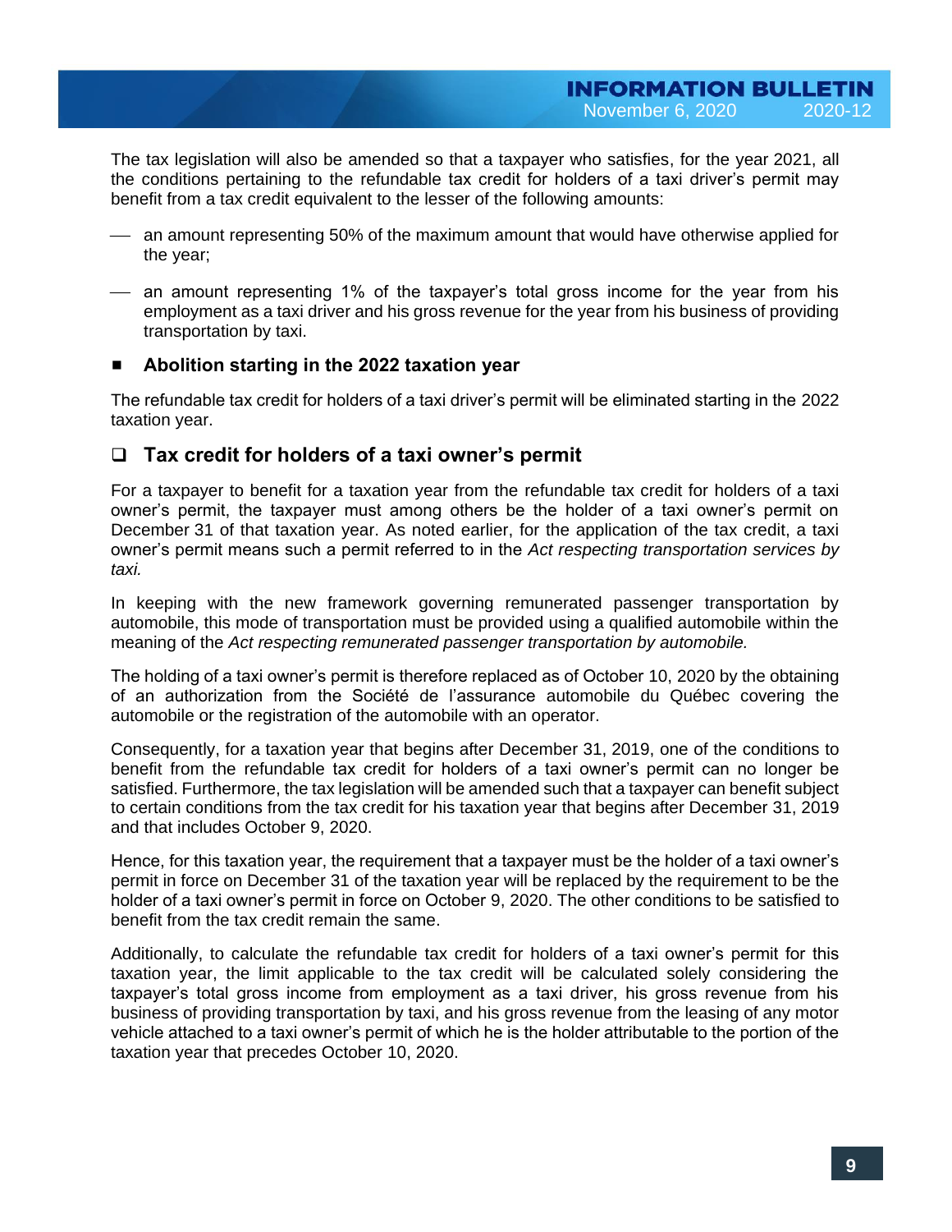The tax legislation will also be amended so that a taxpayer who satisfies, for the year 2021, all the conditions pertaining to the refundable tax credit for holders of a taxi driver's permit may benefit from a tax credit equivalent to the lesser of the following amounts:

- an amount representing 50% of the maximum amount that would have otherwise applied for the year;
- an amount representing 1% of the taxpayer's total gross income for the year from his employment as a taxi driver and his gross revenue for the year from his business of providing transportation by taxi.

### Abolition starting in the 2022 taxation year

The refundable tax credit for holders of a taxi driver's permit will be eliminated starting in the 2022 taxation year.

## Tax credit for holders of a taxi owner's permit

For a taxpayer to benefit for a taxation year from the refundable tax credit for holders of a taxi owner's permit, the taxpayer must among others be the holder of a taxi owner's permit on December 31 of that taxation year. As noted earlier, for the application of the tax credit, a taxi owner's permit means such a permit referred to in the *Act respecting transportation services by taxi.*

In keeping with the new framework governing remunerated passenger transportation by automobile, this mode of transportation must be provided using a qualified automobile within the meaning of the *Act respecting remunerated passenger transportation by automobile.*

The holding of a taxi owner's permit is therefore replaced as of October 10, 2020 by the obtaining of an authorization from the Société de l'assurance automobile du Québec covering the automobile or the registration of the automobile with an operator.

Consequently, for a taxation year that begins after December 31, 2019, one of the conditions to benefit from the refundable tax credit for holders of a taxi owner's permit can no longer be satisfied. Furthermore, the tax legislation will be amended such that a taxpayer can benefit subject to certain conditions from the tax credit for his taxation year that begins after December 31, 2019 and that includes October 9, 2020.

Hence, for this taxation year, the requirement that a taxpayer must be the holder of a taxi owner's permit in force on December 31 of the taxation year will be replaced by the requirement to be the holder of a taxi owner's permit in force on October 9, 2020. The other conditions to be satisfied to benefit from the tax credit remain the same.

Additionally, to calculate the refundable tax credit for holders of a taxi owner's permit for this taxation year, the limit applicable to the tax credit will be calculated solely considering the taxpayer's total gross income from employment as a taxi driver, his gross revenue from his business of providing transportation by taxi, and his gross revenue from the leasing of any motor vehicle attached to a taxi owner's permit of which he is the holder attributable to the portion of the taxation year that precedes October 10, 2020.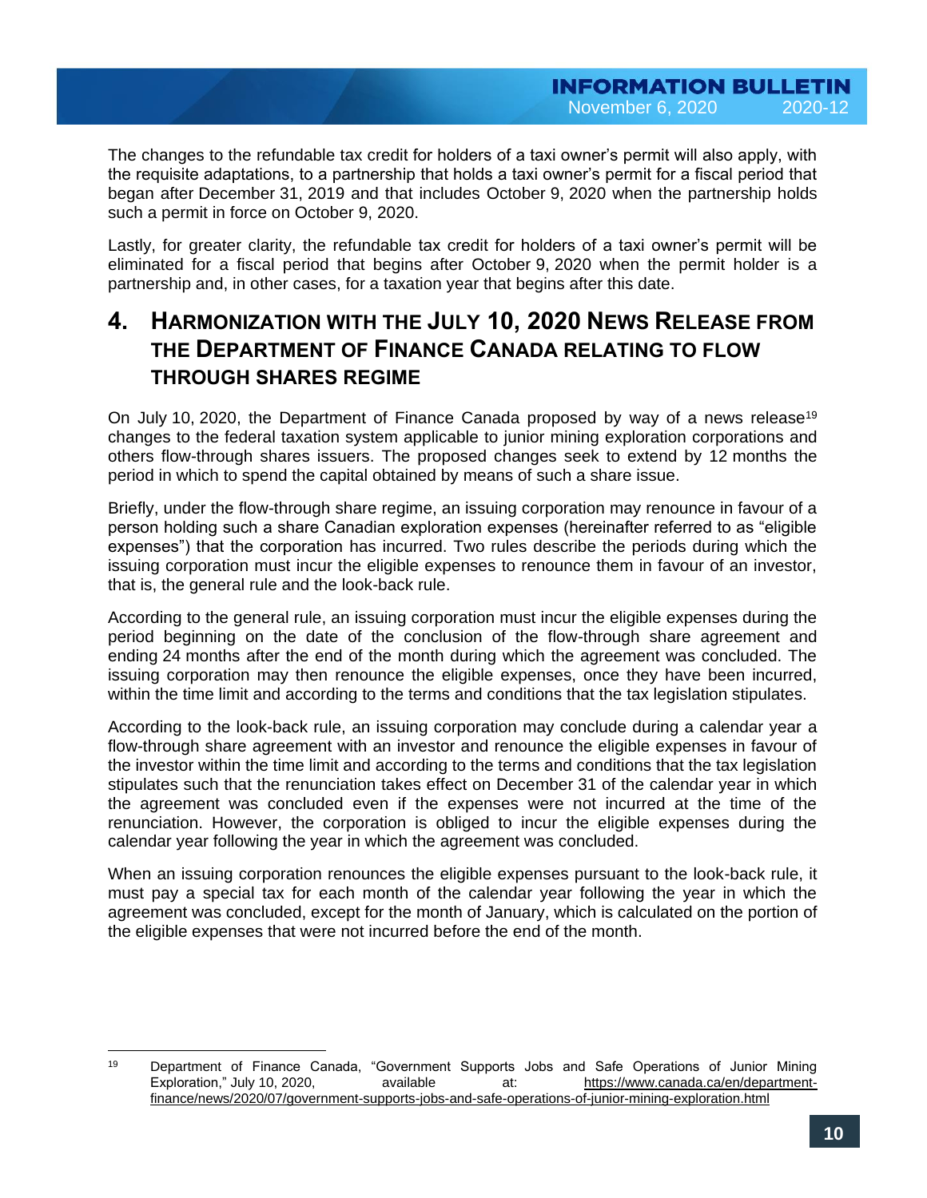The changes to the refundable tax credit for holders of a taxi owner's permit will also apply, with the requisite adaptations, to a partnership that holds a taxi owner's permit for a fiscal period that began after December 31, 2019 and that includes October 9, 2020 when the partnership holds such a permit in force on October 9, 2020.

Lastly, for greater clarity, the refundable tax credit for holders of a taxi owner's permit will be eliminated for a fiscal period that begins after October 9, 2020 when the permit holder is a partnership and, in other cases, for a taxation year that begins after this date.

## 4. Harmonization with the July 10, 2020 News Release from the Department of Finance Canada relating to Flow Through Shares Regime

On July 10, 2020, the Department of Finance Canada proposed by way of a news release[19] changes to the federal taxation system applicable to junior mining exploration corporations and others flow-through shares issuers. The proposed changes seek to extend by 12 months the period in which to spend the capital obtained by means of such a share issue.

Briefly, under the flow-through share regime, an issuing corporation may renounce in favour of a person holding such a share Canadian exploration expenses (hereinafter referred to as "eligible expenses") that the corporation has incurred. Two rules describe the periods during which the issuing corporation must incur the eligible expenses to renounce them in favour of an investor, that is, the general rule and the look-back rule.

According to the general rule, an issuing corporation must incur the eligible expenses during the period beginning on the date of the conclusion of the flow-through share agreement and ending 24 months after the end of the month during which the agreement was concluded. The issuing corporation may then renounce the eligible expenses, once they have been incurred, within the time limit and according to the terms and conditions that the tax legislation stipulates.

According to the look-back rule, an issuing corporation may conclude during a calendar year a flow-through share agreement with an investor and renounce the eligible expenses in favour of the investor within the time limit and according to the terms and conditions that the tax legislation stipulates such that the renunciation takes effect on December 31 of the calendar year in which the agreement was concluded even if the expenses were not incurred at the time of the renunciation. However, the corporation is obliged to incur the eligible expenses during the calendar year following the year in which the agreement was concluded.

When an issuing corporation renounces the eligible expenses pursuant to the look-back rule, it must pay a special tax for each month of the calendar year following the year in which the agreement was concluded, except for the month of January, which is calculated on the portion of the eligible expenses that were not incurred before the end of the month.

---

[19] Department of Finance Canada, "Government Supports Jobs and Safe Operations of Junior Mining Exploration," July 10, 2020, available at: https://www.canada.ca/en/department-finance/news/2020/07/government-supports-jobs-and-safe-operations-of-junior-mining-exploration.html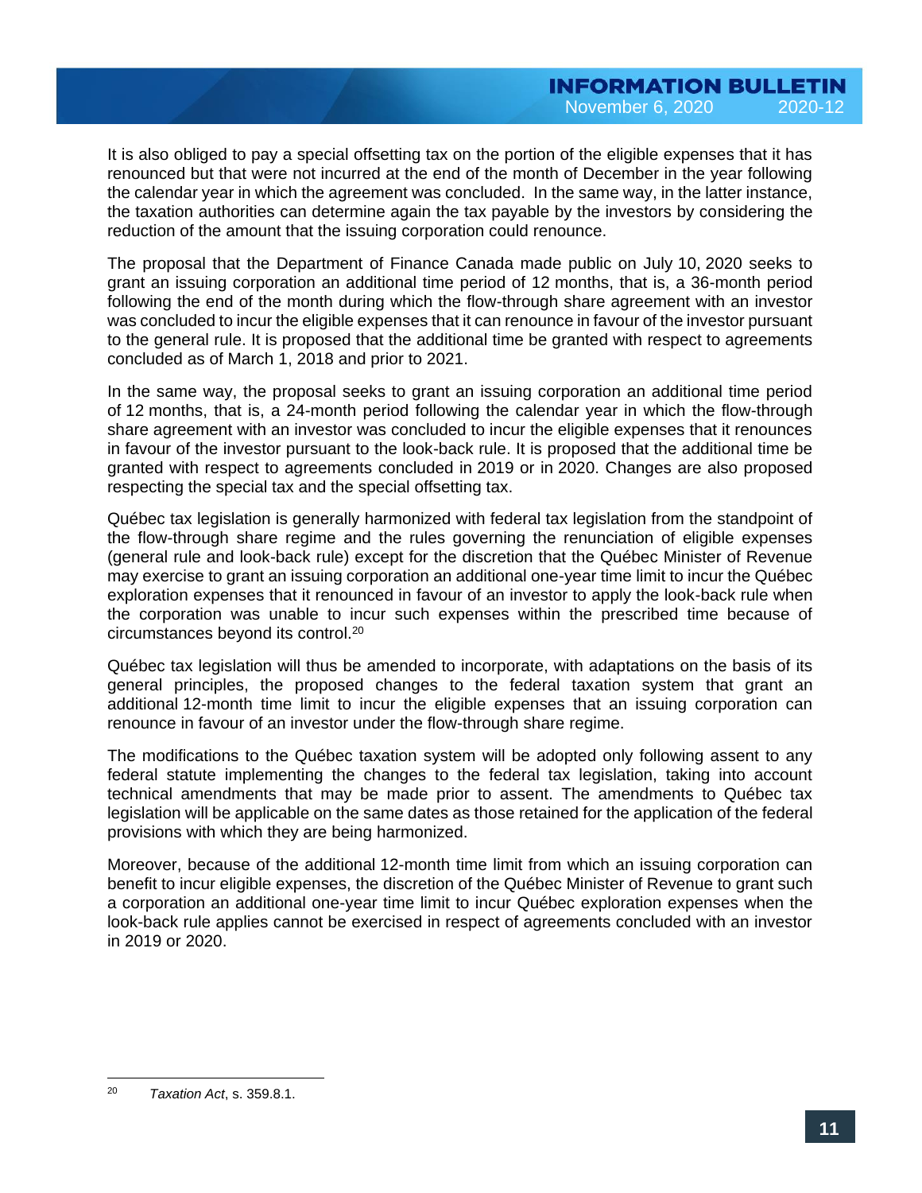It is also obliged to pay a special offsetting tax on the portion of the eligible expenses that it has renounced but that were not incurred at the end of the month of December in the year following the calendar year in which the agreement was concluded. In the same way, in the latter instance, the taxation authorities can determine again the tax payable by the investors by considering the reduction of the amount that the issuing corporation could renounce.

The proposal that the Department of Finance Canada made public on July 10, 2020 seeks to grant an issuing corporation an additional time period of 12 months, that is, a 36-month period following the end of the month during which the flow-through share agreement with an investor was concluded to incur the eligible expenses that it can renounce in favour of the investor pursuant to the general rule. It is proposed that the additional time be granted with respect to agreements concluded as of March 1, 2018 and prior to 2021.

In the same way, the proposal seeks to grant an issuing corporation an additional time period of 12 months, that is, a 24-month period following the calendar year in which the flow-through share agreement with an investor was concluded to incur the eligible expenses that it renounces in favour of the investor pursuant to the look-back rule. It is proposed that the additional time be granted with respect to agreements concluded in 2019 or in 2020. Changes are also proposed respecting the special tax and the special offsetting tax.

Québec tax legislation is generally harmonized with federal tax legislation from the standpoint of the flow-through share regime and the rules governing the renunciation of eligible expenses (general rule and look-back rule) except for the discretion that the Québec Minister of Revenue may exercise to grant an issuing corporation an additional one-year time limit to incur the Québec exploration expenses that it renounced in favour of an investor to apply the look-back rule when the corporation was unable to incur such expenses within the prescribed time because of circumstances beyond its control.[20]

Québec tax legislation will thus be amended to incorporate, with adaptations on the basis of its general principles, the proposed changes to the federal taxation system that grant an additional 12-month time limit to incur the eligible expenses that an issuing corporation can renounce in favour of an investor under the flow-through share regime.

The modifications to the Québec taxation system will be adopted only following assent to any federal statute implementing the changes to the federal tax legislation, taking into account technical amendments that may be made prior to assent. The amendments to Québec tax legislation will be applicable on the same dates as those retained for the application of the federal provisions with which they are being harmonized.

Moreover, because of the additional 12-month time limit from which an issuing corporation can benefit to incur eligible expenses, the discretion of the Québec Minister of Revenue to grant such a corporation an additional one-year time limit to incur Québec exploration expenses when the look-back rule applies cannot be exercised in respect of agreements concluded with an investor in 2019 or 2020.

---

[20] *Taxation Act*, s. 359.8.1.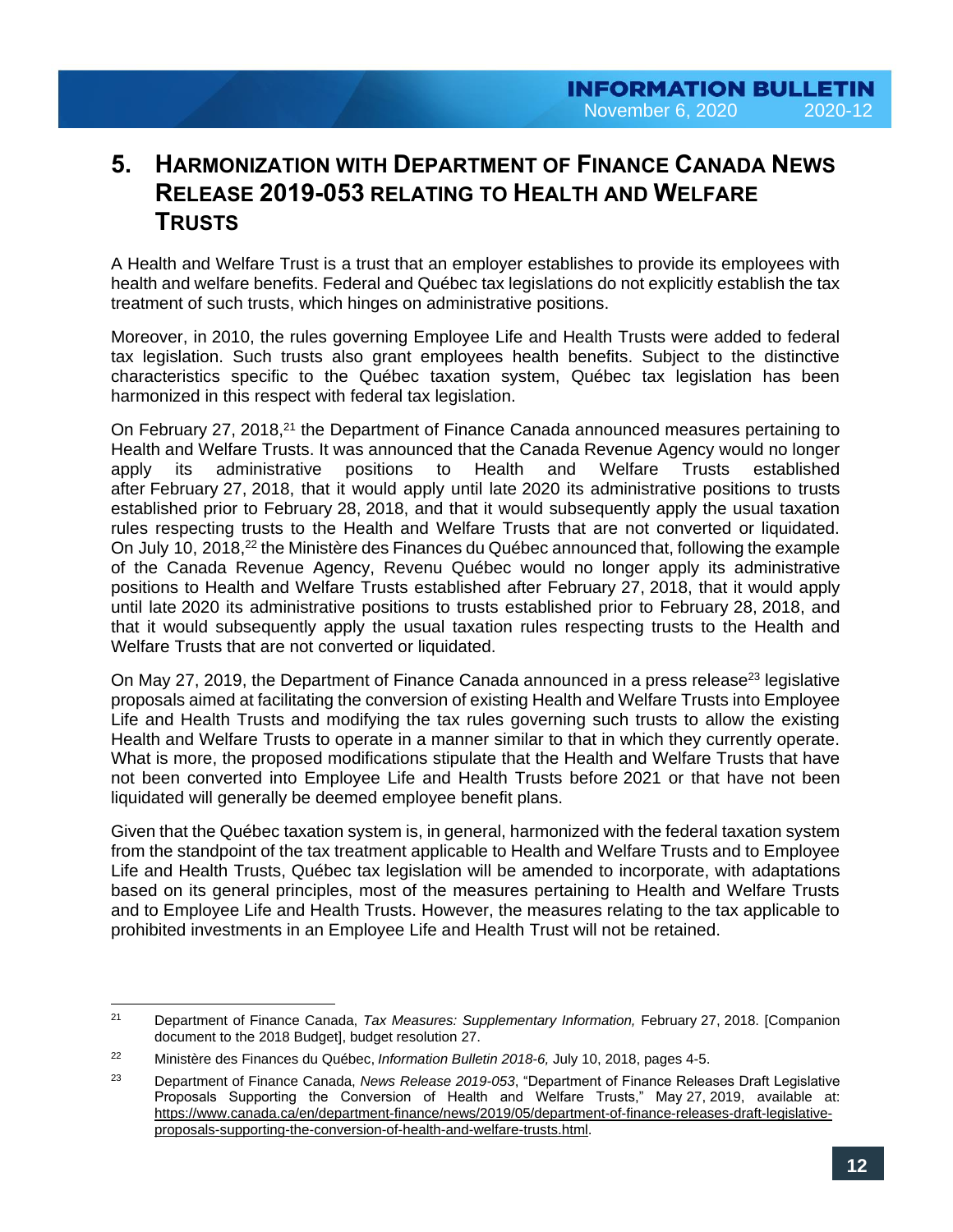## 5. Harmonization with Department of Finance Canada News Release 2019-053 relating to Health and Welfare Trusts

A Health and Welfare Trust is a trust that an employer establishes to provide its employees with health and welfare benefits. Federal and Québec tax legislations do not explicitly establish the tax treatment of such trusts, which hinges on administrative positions.

Moreover, in 2010, the rules governing Employee Life and Health Trusts were added to federal tax legislation. Such trusts also grant employees health benefits. Subject to the distinctive characteristics specific to the Québec taxation system, Québec tax legislation has been harmonized in this respect with federal tax legislation.

On February 27, 2018,[21] the Department of Finance Canada announced measures pertaining to Health and Welfare Trusts. It was announced that the Canada Revenue Agency would no longer apply its administrative positions to Health and Welfare Trusts established after February 27, 2018, that it would apply until late 2020 its administrative positions to trusts established prior to February 28, 2018, and that it would subsequently apply the usual taxation rules respecting trusts to the Health and Welfare Trusts that are not converted or liquidated. On July 10, 2018,[22] the Ministère des Finances du Québec announced that, following the example of the Canada Revenue Agency, Revenu Québec would no longer apply its administrative positions to Health and Welfare Trusts established after February 27, 2018, that it would apply until late 2020 its administrative positions to trusts established prior to February 28, 2018, and that it would subsequently apply the usual taxation rules respecting trusts to the Health and Welfare Trusts that are not converted or liquidated.

On May 27, 2019, the Department of Finance Canada announced in a press release[23] legislative proposals aimed at facilitating the conversion of existing Health and Welfare Trusts into Employee Life and Health Trusts and modifying the tax rules governing such trusts to allow the existing Health and Welfare Trusts to operate in a manner similar to that in which they currently operate. What is more, the proposed modifications stipulate that the Health and Welfare Trusts that have not been converted into Employee Life and Health Trusts before 2021 or that have not been liquidated will generally be deemed employee benefit plans.

Given that the Québec taxation system is, in general, harmonized with the federal taxation system from the standpoint of the tax treatment applicable to Health and Welfare Trusts and to Employee Life and Health Trusts, Québec tax legislation will be amended to incorporate, with adaptations based on its general principles, most of the measures pertaining to Health and Welfare Trusts and to Employee Life and Health Trusts. However, the measures relating to the tax applicable to prohibited investments in an Employee Life and Health Trust will not be retained.

---

[21] Department of Finance Canada, *Tax Measures: Supplementary Information,* February 27, 2018. [Companion document to the 2018 Budget], budget resolution 27.

[22] Ministère des Finances du Québec, *Information Bulletin 2018-6,* July 10, 2018, pages 4-5.

[23] Department of Finance Canada, *News Release 2019-053*, "Department of Finance Releases Draft Legislative Proposals Supporting the Conversion of Health and Welfare Trusts," May 27, 2019, available at: https://www.canada.ca/en/department-finance/news/2019/05/department-of-finance-releases-draft-legislative-proposals-supporting-the-conversion-of-health-and-welfare-trusts.html.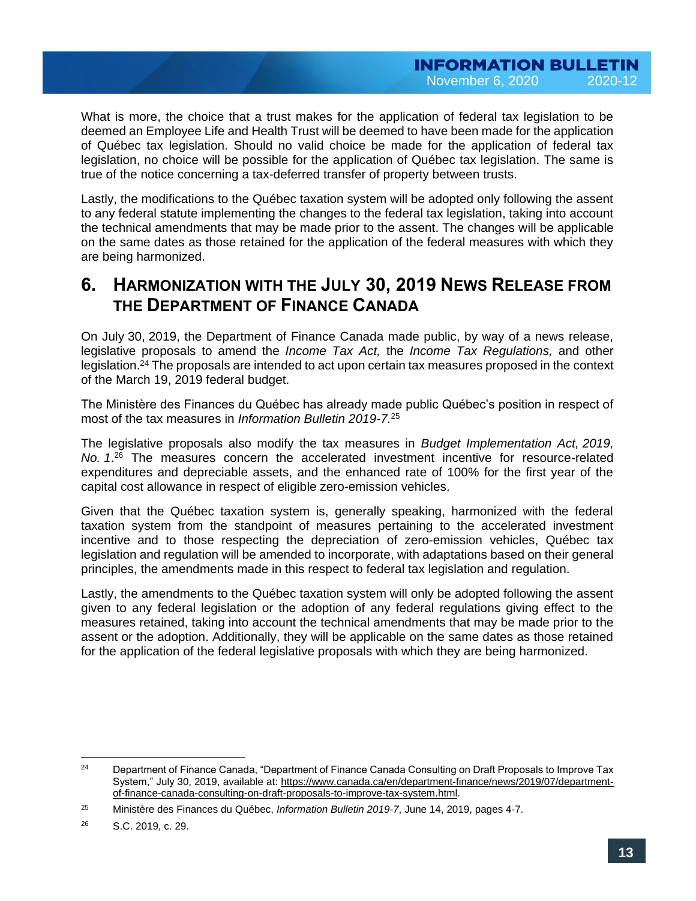What is more, the choice that a trust makes for the application of federal tax legislation to be deemed an Employee Life and Health Trust will be deemed to have been made for the application of Québec tax legislation. Should no valid choice be made for the application of federal tax legislation, no choice will be possible for the application of Québec tax legislation. The same is true of the notice concerning a tax-deferred transfer of property between trusts.

Lastly, the modifications to the Québec taxation system will be adopted only following the assent to any federal statute implementing the changes to the federal tax legislation, taking into account the technical amendments that may be made prior to the assent. The changes will be applicable on the same dates as those retained for the application of the federal measures with which they are being harmonized.

## 6. HARMONIZATION WITH THE JULY 30, 2019 NEWS RELEASE FROM THE DEPARTMENT OF FINANCE CANADA

On July 30, 2019, the Department of Finance Canada made public, by way of a news release, legislative proposals to amend the *Income Tax Act,* the *Income Tax Regulations,* and other legislation.[24] The proposals are intended to act upon certain tax measures proposed in the context of the March 19, 2019 federal budget.

The Ministère des Finances du Québec has already made public Québec's position in respect of most of the tax measures in *Information Bulletin 2019-7.*[25]

The legislative proposals also modify the tax measures in *Budget Implementation Act, 2019, No. 1*.[26] The measures concern the accelerated investment incentive for resource-related expenditures and depreciable assets, and the enhanced rate of 100% for the first year of the capital cost allowance in respect of eligible zero-emission vehicles.

Given that the Québec taxation system is, generally speaking, harmonized with the federal taxation system from the standpoint of measures pertaining to the accelerated investment incentive and to those respecting the depreciation of zero-emission vehicles, Québec tax legislation and regulation will be amended to incorporate, with adaptations based on their general principles, the amendments made in this respect to federal tax legislation and regulation.

Lastly, the amendments to the Québec taxation system will only be adopted following the assent given to any federal legislation or the adoption of any federal regulations giving effect to the measures retained, taking into account the technical amendments that may be made prior to the assent or the adoption. Additionally, they will be applicable on the same dates as those retained for the application of the federal legislative proposals with which they are being harmonized.

---

[24] Department of Finance Canada, "Department of Finance Canada Consulting on Draft Proposals to Improve Tax System," July 30, 2019, available at: https://www.canada.ca/en/department-finance/news/2019/07/department-of-finance-canada-consulting-on-draft-proposals-to-improve-tax-system.html.

[25] Ministère des Finances du Québec, *Information Bulletin 2019-7*, June 14, 2019, pages 4-7.

[26] S.C. 2019, c. 29.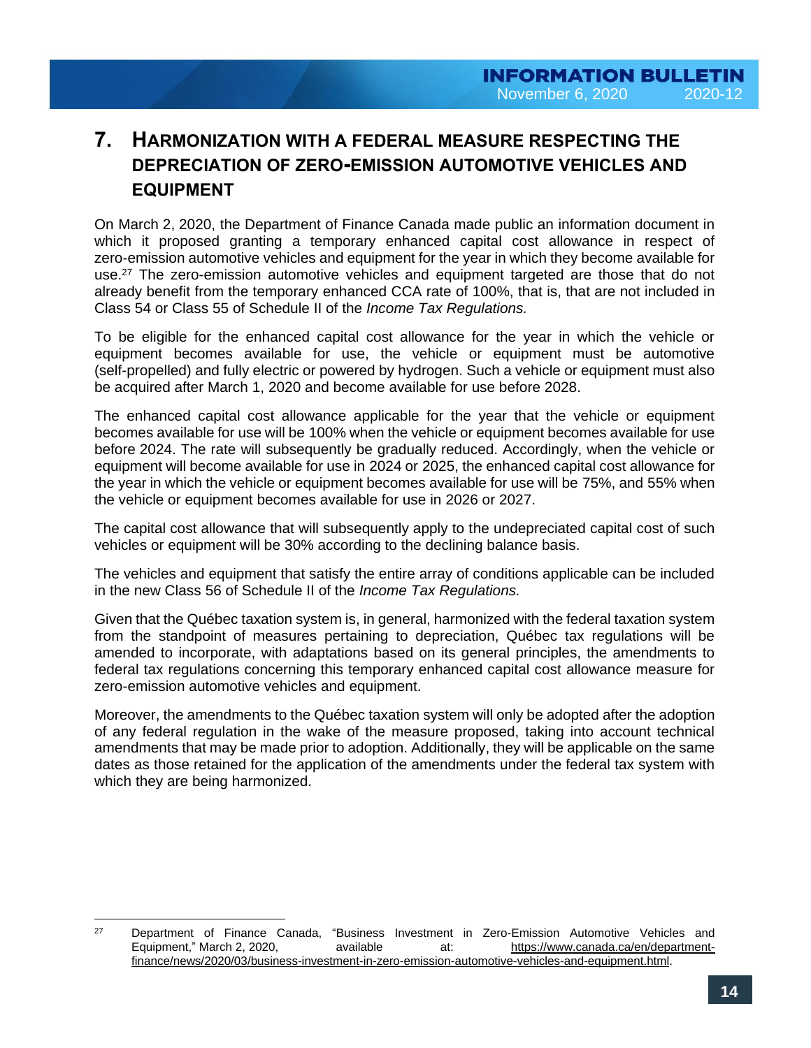## 7. Harmonization with a federal measure respecting the depreciation of zero-emission automotive vehicles and equipment

On March 2, 2020, the Department of Finance Canada made public an information document in which it proposed granting a temporary enhanced capital cost allowance in respect of zero-emission automotive vehicles and equipment for the year in which they become available for use.[27] The zero-emission automotive vehicles and equipment targeted are those that do not already benefit from the temporary enhanced CCA rate of 100%, that is, that are not included in Class 54 or Class 55 of Schedule II of the *Income Tax Regulations.*

To be eligible for the enhanced capital cost allowance for the year in which the vehicle or equipment becomes available for use, the vehicle or equipment must be automotive (self-propelled) and fully electric or powered by hydrogen. Such a vehicle or equipment must also be acquired after March 1, 2020 and become available for use before 2028.

The enhanced capital cost allowance applicable for the year that the vehicle or equipment becomes available for use will be 100% when the vehicle or equipment becomes available for use before 2024. The rate will subsequently be gradually reduced. Accordingly, when the vehicle or equipment will become available for use in 2024 or 2025, the enhanced capital cost allowance for the year in which the vehicle or equipment becomes available for use will be 75%, and 55% when the vehicle or equipment becomes available for use in 2026 or 2027.

The capital cost allowance that will subsequently apply to the undepreciated capital cost of such vehicles or equipment will be 30% according to the declining balance basis.

The vehicles and equipment that satisfy the entire array of conditions applicable can be included in the new Class 56 of Schedule II of the *Income Tax Regulations.*

Given that the Québec taxation system is, in general, harmonized with the federal taxation system from the standpoint of measures pertaining to depreciation, Québec tax regulations will be amended to incorporate, with adaptations based on its general principles, the amendments to federal tax regulations concerning this temporary enhanced capital cost allowance measure for zero-emission automotive vehicles and equipment.

Moreover, the amendments to the Québec taxation system will only be adopted after the adoption of any federal regulation in the wake of the measure proposed, taking into account technical amendments that may be made prior to adoption. Additionally, they will be applicable on the same dates as those retained for the application of the amendments under the federal tax system with which they are being harmonized.

---

[27] Department of Finance Canada, "Business Investment in Zero-Emission Automotive Vehicles and Equipment," March 2, 2020, available at: https://www.canada.ca/en/department-finance/news/2020/03/business-investment-in-zero-emission-automotive-vehicles-and-equipment.html.